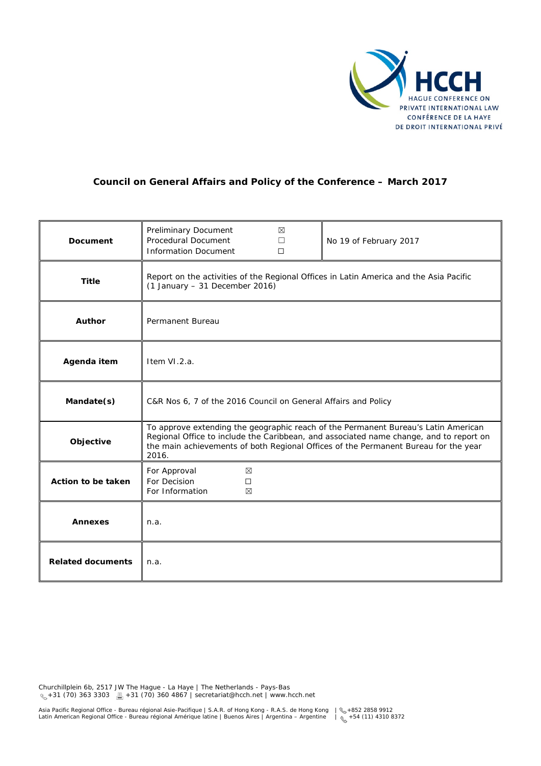HCCH
HAGUE CONFERENCE ON PRIVATE INTERNATIONAL LAW
CONFÉRENCE DE LA HAYE DE DROIT INTERNATIONAL PRIVÉ

## Council on General Affairs and Policy of the Conference – March 2017

| | | |
|---|---|---|
| **Document** | Preliminary Document ☒<br>Procedural Document ☐<br>Information Document ☐ | No 19 of February 2017 |
| **Title** | Report on the activities of the Regional Offices in Latin America and the Asia Pacific (1 January – 31 December 2016) | |
| **Author** | Permanent Bureau | |
| **Agenda item** | Item VI.2.a. | |
| **Mandate(s)** | C&R Nos 6, 7 of the 2016 Council on General Affairs and Policy | |
| **Objective** | To approve extending the geographic reach of the Permanent Bureau's Latin American Regional Office to include the Caribbean, and associated name change, and to report on the main achievements of both Regional Offices of the Permanent Bureau for the year 2016. | |
| **Action to be taken** | For Approval ☒<br>For Decision ☐<br>For Information ☒ | |
| **Annexes** | n.a. | |
| **Related documents** | n.a. | |

Churchillplein 6b, 2517 JW The Hague - La Haye | The Netherlands - Pays-Bas
+31 (70) 363 3303 | +31 (70) 360 4867 | secretariat@hcch.net | www.hcch.net

Asia Pacific Regional Office - Bureau régional Asie-Pacifique | S.A.R. of Hong Kong - R.A.S. de Hong Kong | +852 2858 9912
Latin American Regional Office - Bureau régional Amérique latine | Buenos Aires | Argentina – Argentine | +54 (11) 4310 8372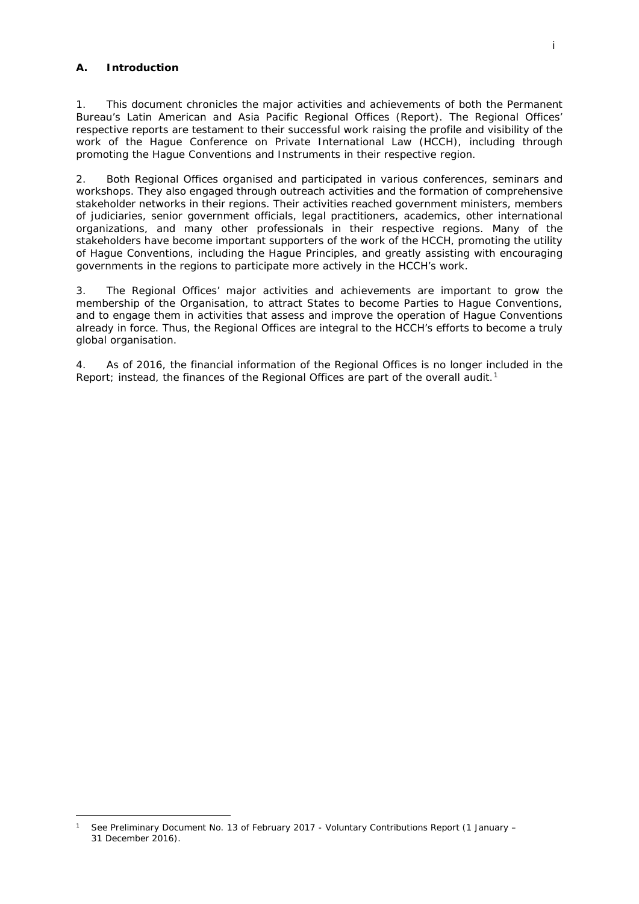## A. Introduction

1. This document chronicles the major activities and achievements of both the Permanent Bureau's Latin American and Asia Pacific Regional Offices (Report). The Regional Offices' respective reports are testament to their successful work raising the profile and visibility of the work of the Hague Conference on Private International Law (HCCH), including through promoting the Hague Conventions and Instruments in their respective region.

2. Both Regional Offices organised and participated in various conferences, seminars and workshops. They also engaged through outreach activities and the formation of comprehensive stakeholder networks in their regions. Their activities reached government ministers, members of judiciaries, senior government officials, legal practitioners, academics, other international organizations, and many other professionals in their respective regions. Many of the stakeholders have become important supporters of the work of the HCCH, promoting the utility of Hague Conventions, including the Hague Principles, and greatly assisting with encouraging governments in the regions to participate more actively in the HCCH's work.

3. The Regional Offices' major activities and achievements are important to grow the membership of the Organisation, to attract States to become Parties to Hague Conventions, and to engage them in activities that assess and improve the operation of Hague Conventions already in force. Thus, the Regional Offices are integral to the HCCH's efforts to become a truly global organisation.

4. As of 2016, the financial information of the Regional Offices is no longer included in the Report; instead, the finances of the Regional Offices are part of the overall audit.[1]

[1] See Preliminary Document No. 13 of February 2017 - Voluntary Contributions Report (1 January – 31 December 2016).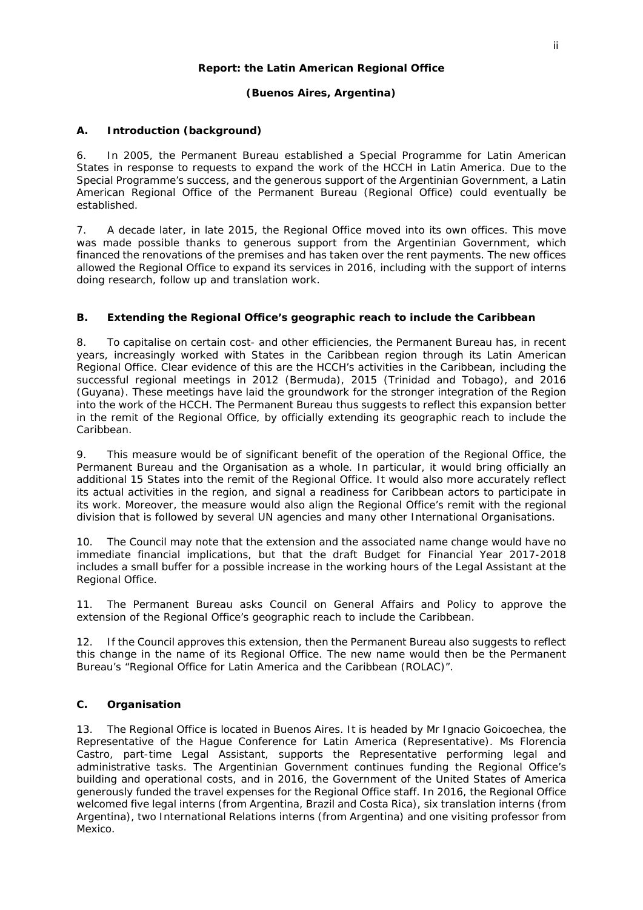**Report: the Latin American Regional Office**

**(Buenos Aires, Argentina)**

## A. Introduction (background)

6. In 2005, the Permanent Bureau established a Special Programme for Latin American States in response to requests to expand the work of the HCCH in Latin America. Due to the Special Programme's success, and the generous support of the Argentinian Government, a Latin American Regional Office of the Permanent Bureau (Regional Office) could eventually be established.

7. A decade later, in late 2015, the Regional Office moved into its own offices. This move was made possible thanks to generous support from the Argentinian Government, which financed the renovations of the premises and has taken over the rent payments. The new offices allowed the Regional Office to expand its services in 2016, including with the support of interns doing research, follow up and translation work.

## B. Extending the Regional Office's geographic reach to include the Caribbean

8. To capitalise on certain cost- and other efficiencies, the Permanent Bureau has, in recent years, increasingly worked with States in the Caribbean region through its Latin American Regional Office. Clear evidence of this are the HCCH's activities in the Caribbean, including the successful regional meetings in 2012 (Bermuda), 2015 (Trinidad and Tobago), and 2016 (Guyana). These meetings have laid the groundwork for the stronger integration of the Region into the work of the HCCH. The Permanent Bureau thus suggests to reflect this expansion better in the remit of the Regional Office, by officially extending its geographic reach to include the Caribbean.

9. This measure would be of significant benefit of the operation of the Regional Office, the Permanent Bureau and the Organisation as a whole. In particular, it would bring officially an additional 15 States into the remit of the Regional Office. It would also more accurately reflect its actual activities in the region, and signal a readiness for Caribbean actors to participate in its work. Moreover, the measure would also align the Regional Office's remit with the regional division that is followed by several UN agencies and many other International Organisations.

10. The Council may note that the extension and the associated name change would have no immediate financial implications, but that the draft Budget for Financial Year 2017-2018 includes a small buffer for a possible increase in the working hours of the Legal Assistant at the Regional Office.

11. The Permanent Bureau asks Council on General Affairs and Policy to approve the extension of the Regional Office's geographic reach to include the Caribbean.

12. If the Council approves this extension, then the Permanent Bureau also suggests to reflect this change in the name of its Regional Office. The new name would then be the Permanent Bureau's "Regional Office for Latin America and the Caribbean (ROLAC)".

## C. Organisation

13. The Regional Office is located in Buenos Aires. It is headed by Mr Ignacio Goicoechea, the Representative of the Hague Conference for Latin America (Representative). Ms Florencia Castro, part-time Legal Assistant, supports the Representative performing legal and administrative tasks. The Argentinian Government continues funding the Regional Office's building and operational costs, and in 2016, the Government of the United States of America generously funded the travel expenses for the Regional Office staff. In 2016, the Regional Office welcomed five legal interns (from Argentina, Brazil and Costa Rica), six translation interns (from Argentina), two International Relations interns (from Argentina) and one visiting professor from Mexico.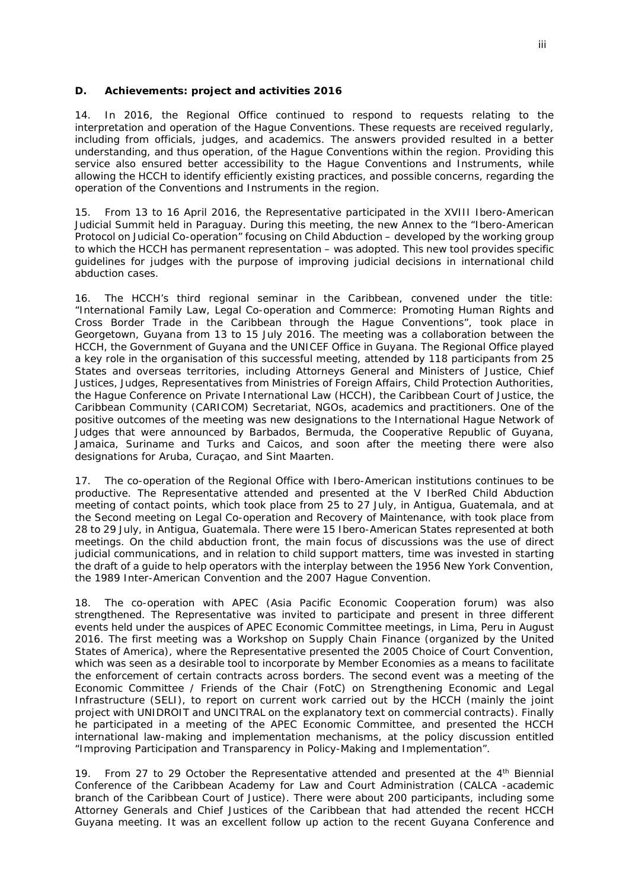### D. Achievements: project and activities 2016

14. In 2016, the Regional Office continued to respond to requests relating to the interpretation and operation of the Hague Conventions. These requests are received regularly, including from officials, judges, and academics. The answers provided resulted in a better understanding, and thus operation, of the Hague Conventions within the region. Providing this service also ensured better accessibility to the Hague Conventions and Instruments, while allowing the HCCH to identify efficiently existing practices, and possible concerns, regarding the operation of the Conventions and Instruments in the region.

15. From 13 to 16 April 2016, the Representative participated in the XVIII Ibero-American Judicial Summit held in Paraguay. During this meeting, the new Annex to the "Ibero-American Protocol on Judicial Co-operation" focusing on Child Abduction – developed by the working group to which the HCCH has permanent representation – was adopted. This new tool provides specific guidelines for judges with the purpose of improving judicial decisions in international child abduction cases.

16. The HCCH's third regional seminar in the Caribbean, convened under the title: "International Family Law, Legal Co-operation and Commerce: Promoting Human Rights and Cross Border Trade in the Caribbean through the Hague Conventions", took place in Georgetown, Guyana from 13 to 15 July 2016. The meeting was a collaboration between the HCCH, the Government of Guyana and the UNICEF Office in Guyana. The Regional Office played a key role in the organisation of this successful meeting, attended by 118 participants from 25 States and overseas territories, including Attorneys General and Ministers of Justice, Chief Justices, Judges, Representatives from Ministries of Foreign Affairs, Child Protection Authorities, the Hague Conference on Private International Law (HCCH), the Caribbean Court of Justice, the Caribbean Community (CARICOM) Secretariat, NGOs, academics and practitioners. One of the positive outcomes of the meeting was new designations to the International Hague Network of Judges that were announced by Barbados, Bermuda, the Cooperative Republic of Guyana, Jamaica, Suriname and Turks and Caicos, and soon after the meeting there were also designations for Aruba, Curaçao, and Sint Maarten.

17. The co-operation of the Regional Office with Ibero-American institutions continues to be productive. The Representative attended and presented at the V IberRed Child Abduction meeting of contact points, which took place from 25 to 27 July, in Antigua, Guatemala, and at the Second meeting on Legal Co-operation and Recovery of Maintenance, with took place from 28 to 29 July, in Antigua, Guatemala. There were 15 Ibero-American States represented at both meetings. On the child abduction front, the main focus of discussions was the use of direct judicial communications, and in relation to child support matters, time was invested in starting the draft of a guide to help operators with the interplay between the 1956 New York Convention, the 1989 Inter-American Convention and the 2007 Hague Convention.

18. The co-operation with APEC (Asia Pacific Economic Cooperation forum) was also strengthened. The Representative was invited to participate and present in three different events held under the auspices of APEC Economic Committee meetings, in Lima, Peru in August 2016. The first meeting was a Workshop on Supply Chain Finance (organized by the United States of America), where the Representative presented the 2005 Choice of Court Convention, which was seen as a desirable tool to incorporate by Member Economies as a means to facilitate the enforcement of certain contracts across borders. The second event was a meeting of the Economic Committee / Friends of the Chair (FotC) on Strengthening Economic and Legal Infrastructure (SELI), to report on current work carried out by the HCCH (mainly the joint project with UNIDROIT and UNCITRAL on the explanatory text on commercial contracts). Finally he participated in a meeting of the APEC Economic Committee, and presented the HCCH international law-making and implementation mechanisms, at the policy discussion entitled "Improving Participation and Transparency in Policy-Making and Implementation".

19. From 27 to 29 October the Representative attended and presented at the 4th Biennial Conference of the Caribbean Academy for Law and Court Administration (CALCA -academic branch of the Caribbean Court of Justice). There were about 200 participants, including some Attorney Generals and Chief Justices of the Caribbean that had attended the recent HCCH Guyana meeting. It was an excellent follow up action to the recent Guyana Conference and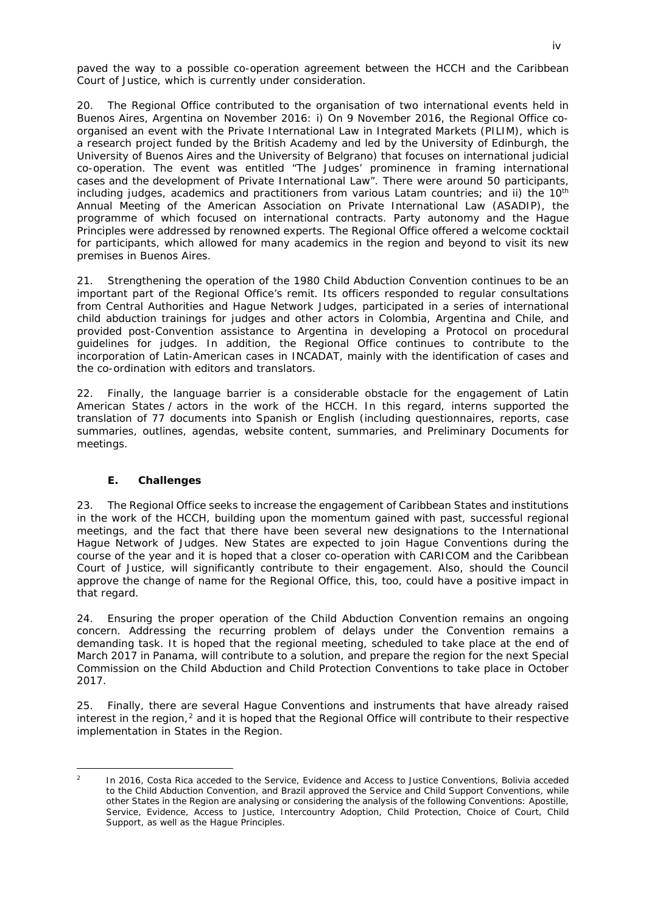paved the way to a possible co-operation agreement between the HCCH and the Caribbean Court of Justice, which is currently under consideration.

20. The Regional Office contributed to the organisation of two international events held in Buenos Aires, Argentina on November 2016: i) On 9 November 2016, the Regional Office co-organised an event with the Private International Law in Integrated Markets (PILIM), which is a research project funded by the British Academy and led by the University of Edinburgh, the University of Buenos Aires and the University of Belgrano) that focuses on international judicial co-operation. The event was entitled "The Judges' prominence in framing international cases and the development of Private International Law". There were around 50 participants, including judges, academics and practitioners from various Latam countries; and ii) the 10th Annual Meeting of the American Association on Private International Law (ASADIP), the programme of which focused on international contracts. Party autonomy and the Hague Principles were addressed by renowned experts. The Regional Office offered a welcome cocktail for participants, which allowed for many academics in the region and beyond to visit its new premises in Buenos Aires.

21. Strengthening the operation of the 1980 Child Abduction Convention continues to be an important part of the Regional Office's remit. Its officers responded to regular consultations from Central Authorities and Hague Network Judges, participated in a series of international child abduction trainings for judges and other actors in Colombia, Argentina and Chile, and provided post-Convention assistance to Argentina in developing a Protocol on procedural guidelines for judges. In addition, the Regional Office continues to contribute to the incorporation of Latin-American cases in INCADAT, mainly with the identification of cases and the co-ordination with editors and translators.

22. Finally, the language barrier is a considerable obstacle for the engagement of Latin American States / actors in the work of the HCCH. In this regard, interns supported the translation of 77 documents into Spanish or English (including questionnaires, reports, case summaries, outlines, agendas, website content, summaries, and Preliminary Documents for meetings.

### E. Challenges

23. The Regional Office seeks to increase the engagement of Caribbean States and institutions in the work of the HCCH, building upon the momentum gained with past, successful regional meetings, and the fact that there have been several new designations to the International Hague Network of Judges. New States are expected to join Hague Conventions during the course of the year and it is hoped that a closer co-operation with CARICOM and the Caribbean Court of Justice, will significantly contribute to their engagement. Also, should the Council approve the change of name for the Regional Office, this, too, could have a positive impact in that regard.

24. Ensuring the proper operation of the Child Abduction Convention remains an ongoing concern. Addressing the recurring problem of delays under the Convention remains a demanding task. It is hoped that the regional meeting, scheduled to take place at the end of March 2017 in Panama, will contribute to a solution, and prepare the region for the next Special Commission on the Child Abduction and Child Protection Conventions to take place in October 2017.

25. Finally, there are several Hague Conventions and instruments that have already raised interest in the region,[2] and it is hoped that the Regional Office will contribute to their respective implementation in States in the Region.

---

[2] In 2016, Costa Rica acceded to the Service, Evidence and Access to Justice Conventions, Bolivia acceded to the Child Abduction Convention, and Brazil approved the Service and Child Support Conventions, while other States in the Region are analysing or considering the analysis of the following Conventions: Apostille, Service, Evidence, Access to Justice, Intercountry Adoption, Child Protection, Choice of Court, Child Support, as well as the Hague Principles.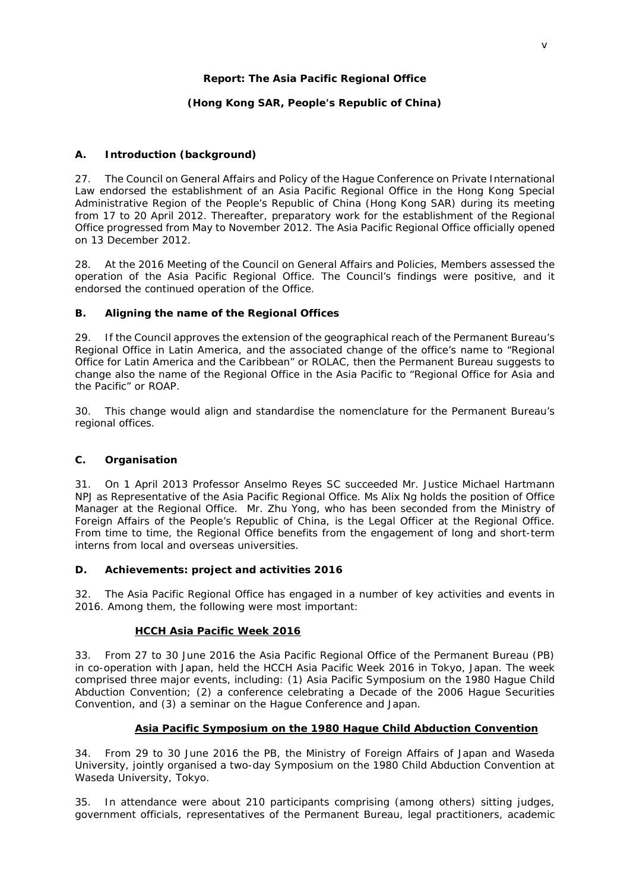**Report: The Asia Pacific Regional Office**

**(Hong Kong SAR, People's Republic of China)**

## A. Introduction (background)

27. The Council on General Affairs and Policy of the Hague Conference on Private International Law endorsed the establishment of an Asia Pacific Regional Office in the Hong Kong Special Administrative Region of the People's Republic of China (Hong Kong SAR) during its meeting from 17 to 20 April 2012. Thereafter, preparatory work for the establishment of the Regional Office progressed from May to November 2012. The Asia Pacific Regional Office officially opened on 13 December 2012.

28. At the 2016 Meeting of the Council on General Affairs and Policies, Members assessed the operation of the Asia Pacific Regional Office. The Council's findings were positive, and it endorsed the continued operation of the Office.

## B. Aligning the name of the Regional Offices

29. If the Council approves the extension of the geographical reach of the Permanent Bureau's Regional Office in Latin America, and the associated change of the office's name to "Regional Office for Latin America and the Caribbean" or ROLAC, then the Permanent Bureau suggests to change also the name of the Regional Office in the Asia Pacific to "Regional Office for Asia and the Pacific" or ROAP.

30. This change would align and standardise the nomenclature for the Permanent Bureau's regional offices.

## C. Organisation

31. On 1 April 2013 Professor Anselmo Reyes SC succeeded Mr. Justice Michael Hartmann NPJ as Representative of the Asia Pacific Regional Office. Ms Alix Ng holds the position of Office Manager at the Regional Office. Mr. Zhu Yong, who has been seconded from the Ministry of Foreign Affairs of the People's Republic of China, is the Legal Officer at the Regional Office. From time to time, the Regional Office benefits from the engagement of long and short-term interns from local and overseas universities.

## D. Achievements: project and activities 2016

32. The Asia Pacific Regional Office has engaged in a number of key activities and events in 2016. Among them, the following were most important:

**HCCH Asia Pacific Week 2016**

33. From 27 to 30 June 2016 the Asia Pacific Regional Office of the Permanent Bureau (PB) in co-operation with Japan, held the HCCH Asia Pacific Week 2016 in Tokyo, Japan. The week comprised three major events, including: (1) Asia Pacific Symposium on the 1980 Hague Child Abduction Convention; (2) a conference celebrating a Decade of the 2006 Hague Securities Convention, and (3) a seminar on the Hague Conference and Japan.

**Asia Pacific Symposium on the 1980 Hague Child Abduction Convention**

34. From 29 to 30 June 2016 the PB, the Ministry of Foreign Affairs of Japan and Waseda University, jointly organised a two-day Symposium on the 1980 Child Abduction Convention at Waseda University, Tokyo.

35. In attendance were about 210 participants comprising (among others) sitting judges, government officials, representatives of the Permanent Bureau, legal practitioners, academic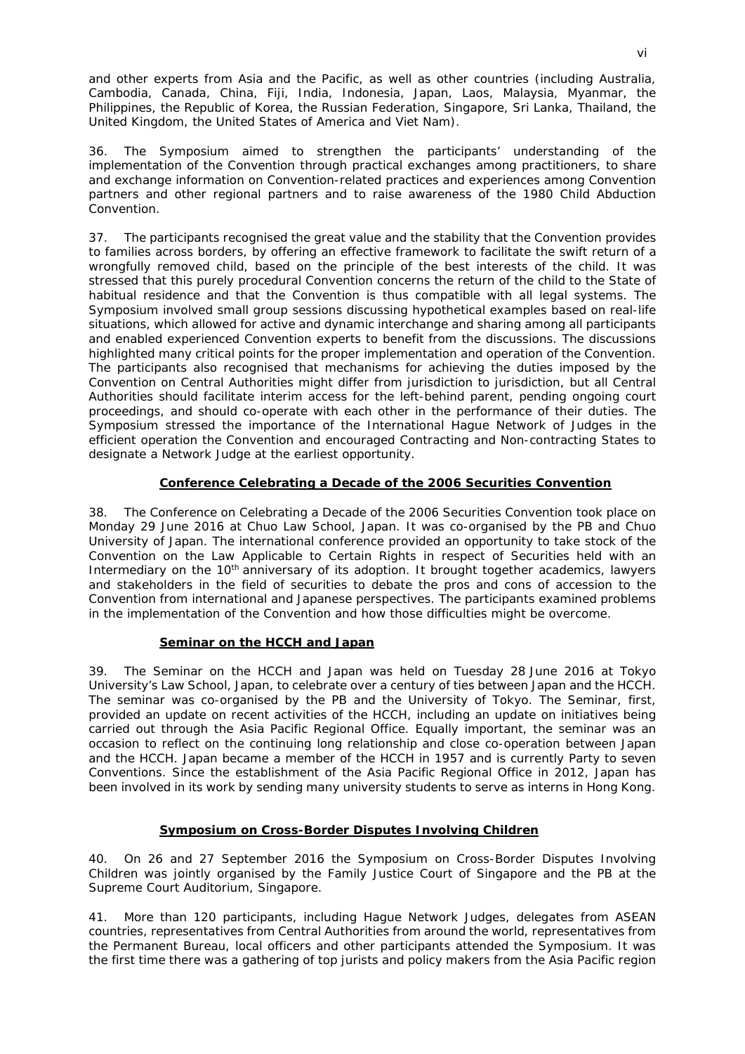and other experts from Asia and the Pacific, as well as other countries (including Australia, Cambodia, Canada, China, Fiji, India, Indonesia, Japan, Laos, Malaysia, Myanmar, the Philippines, the Republic of Korea, the Russian Federation, Singapore, Sri Lanka, Thailand, the United Kingdom, the United States of America and Viet Nam).

36. The Symposium aimed to strengthen the participants' understanding of the implementation of the Convention through practical exchanges among practitioners, to share and exchange information on Convention-related practices and experiences among Convention partners and other regional partners and to raise awareness of the 1980 Child Abduction Convention.

37. The participants recognised the great value and the stability that the Convention provides to families across borders, by offering an effective framework to facilitate the swift return of a wrongfully removed child, based on the principle of the best interests of the child. It was stressed that this purely procedural Convention concerns the return of the child to the State of habitual residence and that the Convention is thus compatible with all legal systems. The Symposium involved small group sessions discussing hypothetical examples based on real-life situations, which allowed for active and dynamic interchange and sharing among all participants and enabled experienced Convention experts to benefit from the discussions. The discussions highlighted many critical points for the proper implementation and operation of the Convention. The participants also recognised that mechanisms for achieving the duties imposed by the Convention on Central Authorities might differ from jurisdiction to jurisdiction, but all Central Authorities should facilitate interim access for the left-behind parent, pending ongoing court proceedings, and should co-operate with each other in the performance of their duties. The Symposium stressed the importance of the International Hague Network of Judges in the efficient operation the Convention and encouraged Contracting and Non-contracting States to designate a Network Judge at the earliest opportunity.

**Conference Celebrating a Decade of the 2006 Securities Convention**

38. The Conference on Celebrating a Decade of the 2006 Securities Convention took place on Monday 29 June 2016 at Chuo Law School, Japan. It was co-organised by the PB and Chuo University of Japan. The international conference provided an opportunity to take stock of the Convention on the Law Applicable to Certain Rights in respect of Securities held with an Intermediary on the 10th anniversary of its adoption. It brought together academics, lawyers and stakeholders in the field of securities to debate the pros and cons of accession to the Convention from international and Japanese perspectives. The participants examined problems in the implementation of the Convention and how those difficulties might be overcome.

**Seminar on the HCCH and Japan**

39. The Seminar on the HCCH and Japan was held on Tuesday 28 June 2016 at Tokyo University's Law School, Japan, to celebrate over a century of ties between Japan and the HCCH. The seminar was co-organised by the PB and the University of Tokyo. The Seminar, first, provided an update on recent activities of the HCCH, including an update on initiatives being carried out through the Asia Pacific Regional Office. Equally important, the seminar was an occasion to reflect on the continuing long relationship and close co-operation between Japan and the HCCH. Japan became a member of the HCCH in 1957 and is currently Party to seven Conventions. Since the establishment of the Asia Pacific Regional Office in 2012, Japan has been involved in its work by sending many university students to serve as interns in Hong Kong.

**Symposium on Cross-Border Disputes Involving Children**

40. On 26 and 27 September 2016 the Symposium on Cross-Border Disputes Involving Children was jointly organised by the Family Justice Court of Singapore and the PB at the Supreme Court Auditorium, Singapore.

41. More than 120 participants, including Hague Network Judges, delegates from ASEAN countries, representatives from Central Authorities from around the world, representatives from the Permanent Bureau, local officers and other participants attended the Symposium. It was the first time there was a gathering of top jurists and policy makers from the Asia Pacific region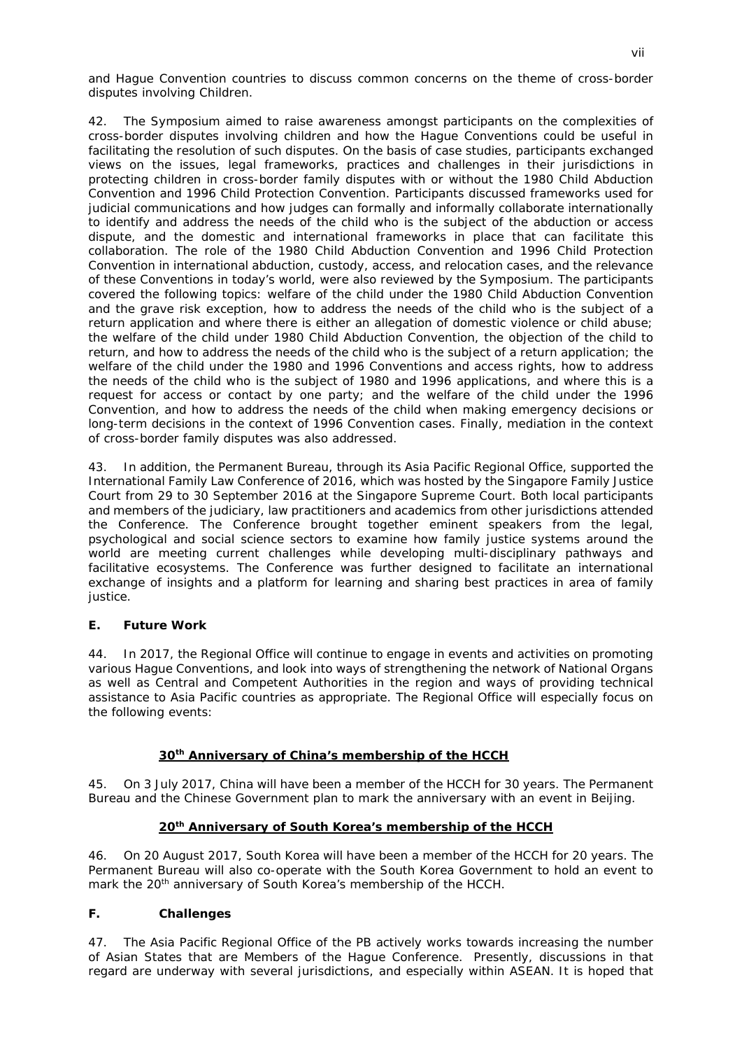and Hague Convention countries to discuss common concerns on the theme of cross-border disputes involving Children.

42. The Symposium aimed to raise awareness amongst participants on the complexities of cross-border disputes involving children and how the Hague Conventions could be useful in facilitating the resolution of such disputes. On the basis of case studies, participants exchanged views on the issues, legal frameworks, practices and challenges in their jurisdictions in protecting children in cross-border family disputes with or without the 1980 Child Abduction Convention and 1996 Child Protection Convention. Participants discussed frameworks used for judicial communications and how judges can formally and informally collaborate internationally to identify and address the needs of the child who is the subject of the abduction or access dispute, and the domestic and international frameworks in place that can facilitate this collaboration. The role of the 1980 Child Abduction Convention and 1996 Child Protection Convention in international abduction, custody, access, and relocation cases, and the relevance of these Conventions in today's world, were also reviewed by the Symposium. The participants covered the following topics: welfare of the child under the 1980 Child Abduction Convention and the grave risk exception, how to address the needs of the child who is the subject of a return application and where there is either an allegation of domestic violence or child abuse; the welfare of the child under 1980 Child Abduction Convention, the objection of the child to return, and how to address the needs of the child who is the subject of a return application; the welfare of the child under the 1980 and 1996 Conventions and access rights, how to address the needs of the child who is the subject of 1980 and 1996 applications, and where this is a request for access or contact by one party; and the welfare of the child under the 1996 Convention, and how to address the needs of the child when making emergency decisions or long-term decisions in the context of 1996 Convention cases. Finally, mediation in the context of cross-border family disputes was also addressed.

43. In addition, the Permanent Bureau, through its Asia Pacific Regional Office, supported the International Family Law Conference of 2016, which was hosted by the Singapore Family Justice Court from 29 to 30 September 2016 at the Singapore Supreme Court. Both local participants and members of the judiciary, law practitioners and academics from other jurisdictions attended the Conference. The Conference brought together eminent speakers from the legal, psychological and social science sectors to examine how family justice systems around the world are meeting current challenges while developing multi-disciplinary pathways and facilitative ecosystems. The Conference was further designed to facilitate an international exchange of insights and a platform for learning and sharing best practices in area of family justice.

## E. Future Work

44. In 2017, the Regional Office will continue to engage in events and activities on promoting various Hague Conventions, and look into ways of strengthening the network of National Organs as well as Central and Competent Authorities in the region and ways of providing technical assistance to Asia Pacific countries as appropriate. The Regional Office will especially focus on the following events:

**30th Anniversary of China's membership of the HCCH**

45. On 3 July 2017, China will have been a member of the HCCH for 30 years. The Permanent Bureau and the Chinese Government plan to mark the anniversary with an event in Beijing.

**20th Anniversary of South Korea's membership of the HCCH**

46. On 20 August 2017, South Korea will have been a member of the HCCH for 20 years. The Permanent Bureau will also co-operate with the South Korea Government to hold an event to mark the 20th anniversary of South Korea's membership of the HCCH.

## F. Challenges

47. The Asia Pacific Regional Office of the PB actively works towards increasing the number of Asian States that are Members of the Hague Conference. Presently, discussions in that regard are underway with several jurisdictions, and especially within ASEAN. It is hoped that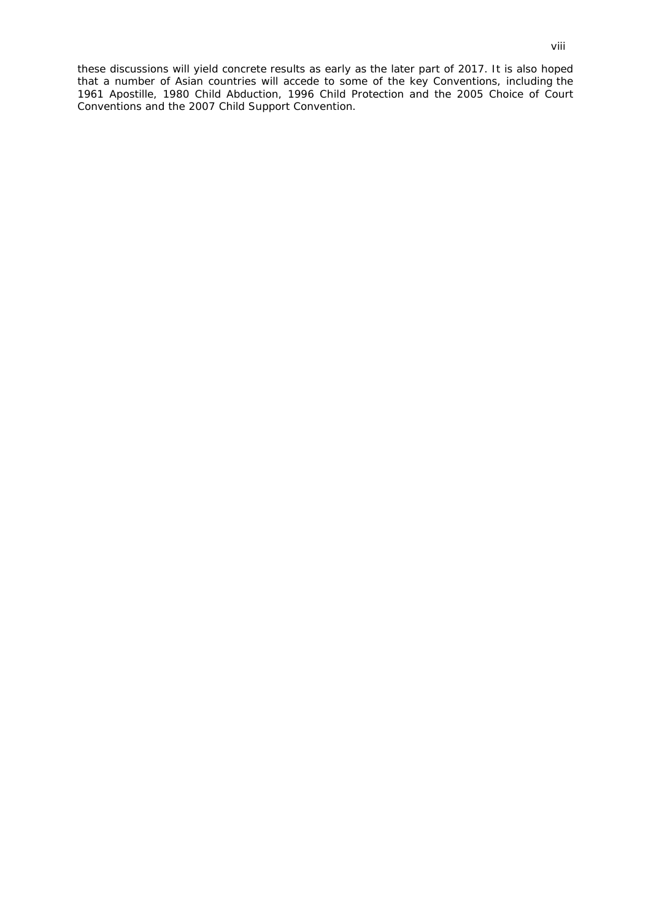these discussions will yield concrete results as early as the later part of 2017. It is also hoped that a number of Asian countries will accede to some of the key Conventions, including the 1961 Apostille, 1980 Child Abduction, 1996 Child Protection and the 2005 Choice of Court Conventions and the 2007 Child Support Convention.